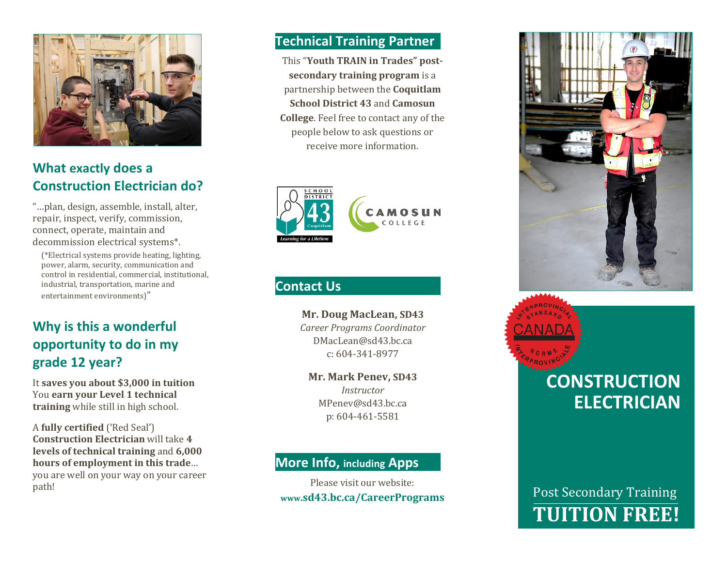## What exactly does a Construction Electrician do?

"…plan, design, assemble, install, alter, repair, inspect, verify, commission, connect, operate, maintain and decommission electrical systems*.

(*Electrical systems provide heating, lighting, power, alarm, security, communication and control in residential, commercial, institutional, industrial, transportation, marine and entertainment environments)"

## Why is this a wonderful opportunity to do in my grade 12 year?

It **saves you about $3,000 in tuition**
You **earn your Level 1 technical training** while still in high school.

A **fully certified** ('Red Seal') **Construction Electrician** will take **4 levels of technical training** and **6,000 hours of employment in this trade**… you are well on your way on your career path!

## Technical Training Partner

This "**Youth TRAIN in Trades" post-secondary training program** is a partnership between the **Coquitlam School District 43** and **Camosun College**. Feel free to contact any of the people below to ask questions or receive more information.

School District 43 Coquitlam — Learning for a Lifetime

Camosun College

## Contact Us

**Mr. Doug MacLean, SD43**
*Career Programs Coordinator*
DMacLean@sd43.bc.ca
c: 604-341-8977

**Mr. Mark Penev, SD43**
*Instructor*
MPenev@sd43.bc.ca
p: 604-461-5581

## More Info, including Apps

Please visit our website:
**www.sd43.bc.ca/CareerPrograms**

Interprovincial Standard Canada — Norme Interprovinciale

# CONSTRUCTION ELECTRICIAN

Post Secondary Training

**TUITION FREE!**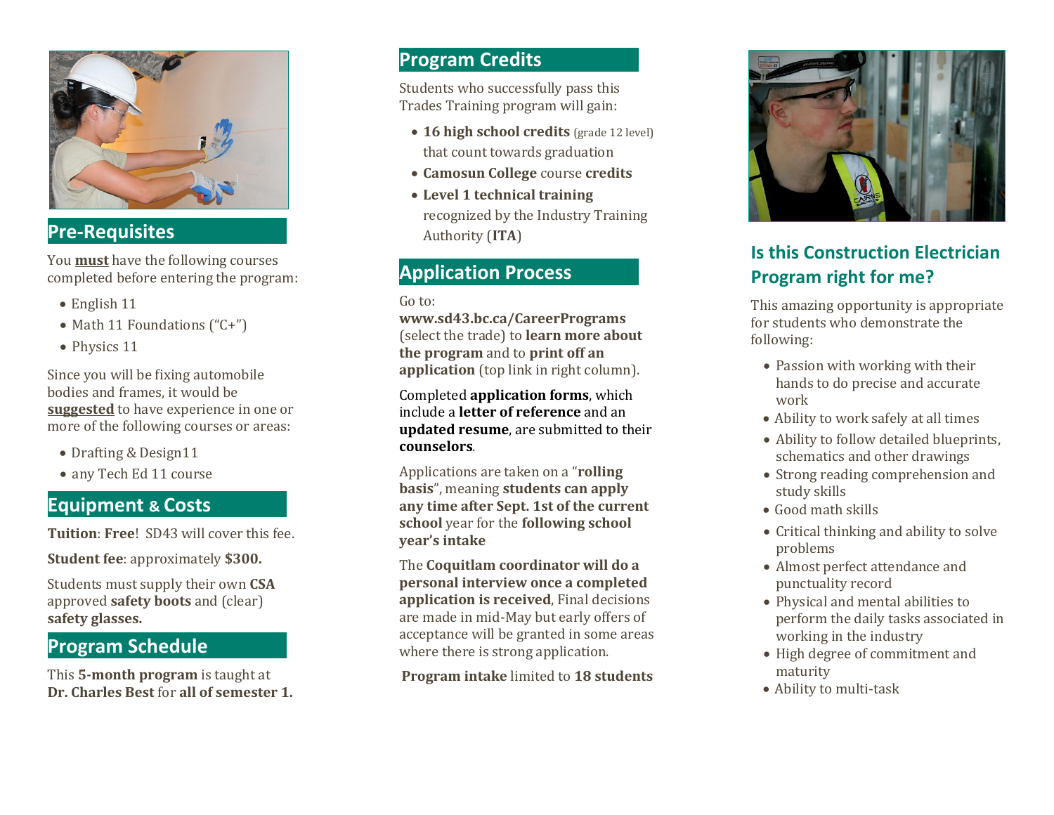## Pre-Requisites

You **must** have the following courses completed before entering the program:

- English 11
- Math 11 Foundations ("C+")
- Physics 11

Since you will be fixing automobile bodies and frames, it would be **suggested** to have experience in one or more of the following courses or areas:

- Drafting & Design11
- any Tech Ed 11 course

## Equipment & Costs

**Tuition**: **Free**! SD43 will cover this fee.

**Student fee**: approximately **$300.**

Students must supply their own **CSA** approved **safety boots** and (clear) **safety glasses.**

## Program Schedule

This **5-month program** is taught at **Dr. Charles Best** for **all of semester 1.**

## Program Credits

Students who successfully pass this Trades Training program will gain:

- **16 high school credits** (grade 12 level) that count towards graduation
- **Camosun College** course **credits**
- **Level 1 technical training** recognized by the Industry Training Authority (**ITA**)

## Application Process

Go to:
**www.sd43.bc.ca/CareerPrograms** (select the trade) to **learn more about the program** and to **print off an application** (top link in right column).

Completed **application forms**, which include a **letter of reference** and an **updated resume**, are submitted to their **counselors**.

Applications are taken on a "**rolling basis**", meaning **students can apply any time after Sept. 1st of the current school** year for the **following school year's intake**

The **Coquitlam coordinator will do a personal interview once a completed application is received**, Final decisions are made in mid-May but early offers of acceptance will be granted in some areas where there is strong application.

**Program intake** limited to **18 students**

## Is this Construction Electrician Program right for me?

This amazing opportunity is appropriate for students who demonstrate the following:

- Passion with working with their hands to do precise and accurate work
- Ability to work safely at all times
- Ability to follow detailed blueprints, schematics and other drawings
- Strong reading comprehension and study skills
- Good math skills
- Critical thinking and ability to solve problems
- Almost perfect attendance and punctuality record
- Physical and mental abilities to perform the daily tasks associated in working in the industry
- High degree of commitment and maturity
- Ability to multi-task